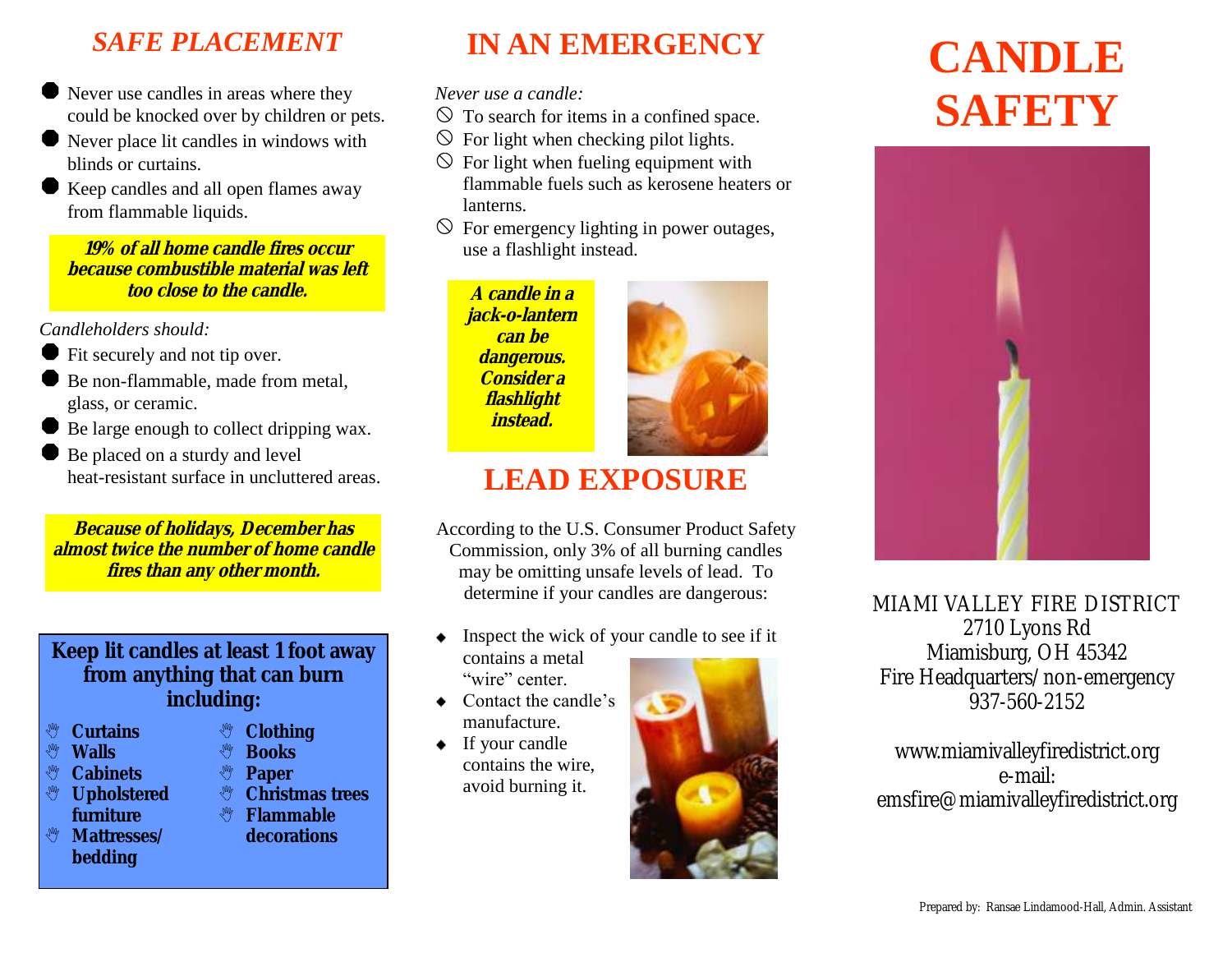## *SAFE PLACEMENT*

- Never use candles in areas where they could be knocked over by children or pets.
- Never place lit candles in windows with blinds or curtains.
- Keep candles and all open flames away from flammable liquids.

***19% of all home candle fires occur because combustible material was left too close to the candle.***

*Candleholders should:*

- Fit securely and not tip over.
- Be non-flammable, made from metal, glass, or ceramic.
- Be large enough to collect dripping wax.
- Be placed on a sturdy and level heat-resistant surface in uncluttered areas.

***Because of holidays, December has almost twice the number of home candle fires than any other month.***

**Keep lit candles at least 1 foot away from anything that can burn including:**

- **Curtains**
- **Walls**
- **Cabinets**
- **Upholstered furniture**
- **Mattresses/ bedding**
- **Clothing**
- **Books**
- **Paper**
- **Christmas trees**
- **Flammable decorations**

## IN AN EMERGENCY

*Never use a candle:*

- To search for items in a confined space.
- For light when checking pilot lights.
- For light when fueling equipment with flammable fuels such as kerosene heaters or lanterns.
- For emergency lighting in power outages, use a flashlight instead.

***A candle in a jack-o-lantern can be dangerous. Consider a flashlight instead.***

## LEAD EXPOSURE

According to the U.S. Consumer Product Safety Commission, only 3% of all burning candles may be omitting unsafe levels of lead. To determine if your candles are dangerous:

- Inspect the wick of your candle to see if it contains a metal "wire" center.
- Contact the candle's manufacture.
- If your candle contains the wire, avoid burning it.

# CANDLE SAFETY

MIAMI VALLEY FIRE DISTRICT
2710 Lyons Rd
Miamisburg, OH 45342
Fire Headquarters/non-emergency
937-560-2152

www.miamivalleyfiredistrict.org
e-mail:
emsfire@miamivalleyfiredistrict.org

Prepared by: Ransae Lindamood-Hall, Admin. Assistant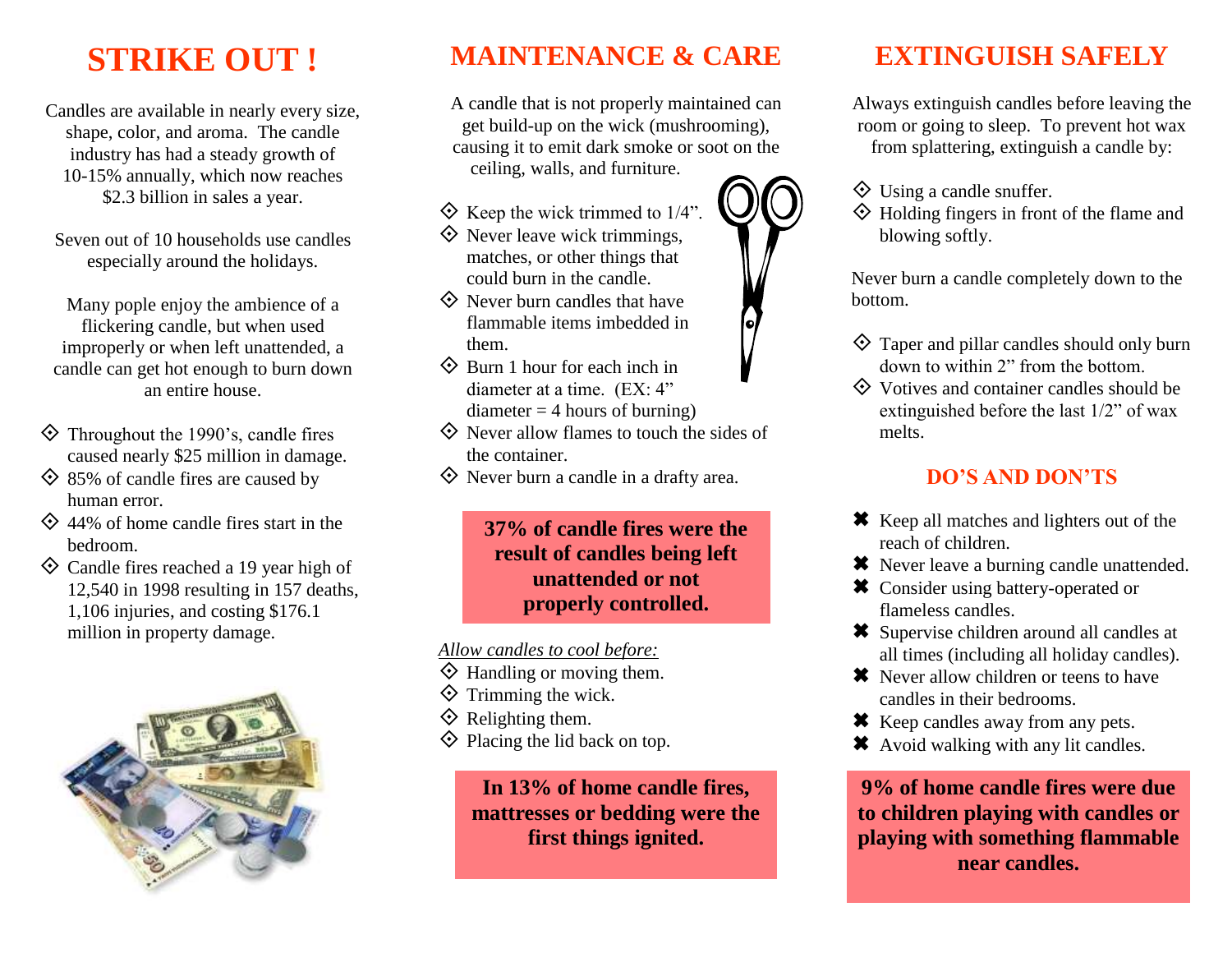# STRIKE OUT !

Candles are available in nearly every size, shape, color, and aroma. The candle industry has had a steady growth of 10-15% annually, which now reaches $2.3 billion in sales a year.

Seven out of 10 households use candles especially around the holidays.

Many pople enjoy the ambience of a flickering candle, but when used improperly or when left unattended, a candle can get hot enough to burn down an entire house.

- Throughout the 1990's, candle fires caused nearly $25 million in damage.
- 85% of candle fires are caused by human error.
- 44% of home candle fires start in the bedroom.
- Candle fires reached a 19 year high of 12,540 in 1998 resulting in 157 deaths, 1,106 injuries, and costing $176.1 million in property damage.

# MAINTENANCE & CARE

A candle that is not properly maintained can get build-up on the wick (mushrooming), causing it to emit dark smoke or soot on the ceiling, walls, and furniture.

- Keep the wick trimmed to 1/4".
- Never leave wick trimmings, matches, or other things that could burn in the candle.
- Never burn candles that have flammable items imbedded in them.
- Burn 1 hour for each inch in diameter at a time. (EX: 4" diameter = 4 hours of burning)
- Never allow flames to touch the sides of the container.
- Never burn a candle in a drafty area.

**37% of candle fires were the result of candles being left unattended or not properly controlled.**

<u>*Allow candles to cool before:*</u>

- Handling or moving them.
- Trimming the wick.
- Relighting them.
- Placing the lid back on top.

**In 13% of home candle fires, mattresses or bedding were the first things ignited.**

# EXTINGUISH SAFELY

Always extinguish candles before leaving the room or going to sleep. To prevent hot wax from splattering, extinguish a candle by:

- Using a candle snuffer.
- Holding fingers in front of the flame and blowing softly.

Never burn a candle completely down to the bottom.

- Taper and pillar candles should only burn down to within 2" from the bottom.
- Votives and container candles should be extinguished before the last 1/2" of wax melts.

## DO'S AND DON'TS

- Keep all matches and lighters out of the reach of children.
- Never leave a burning candle unattended.
- Consider using battery-operated or flameless candles.
- Supervise children around all candles at all times (including all holiday candles).
- Never allow children or teens to have candles in their bedrooms.
- Keep candles away from any pets.
- Avoid walking with any lit candles.

**9% of home candle fires were due to children playing with candles or playing with something flammable near candles.**